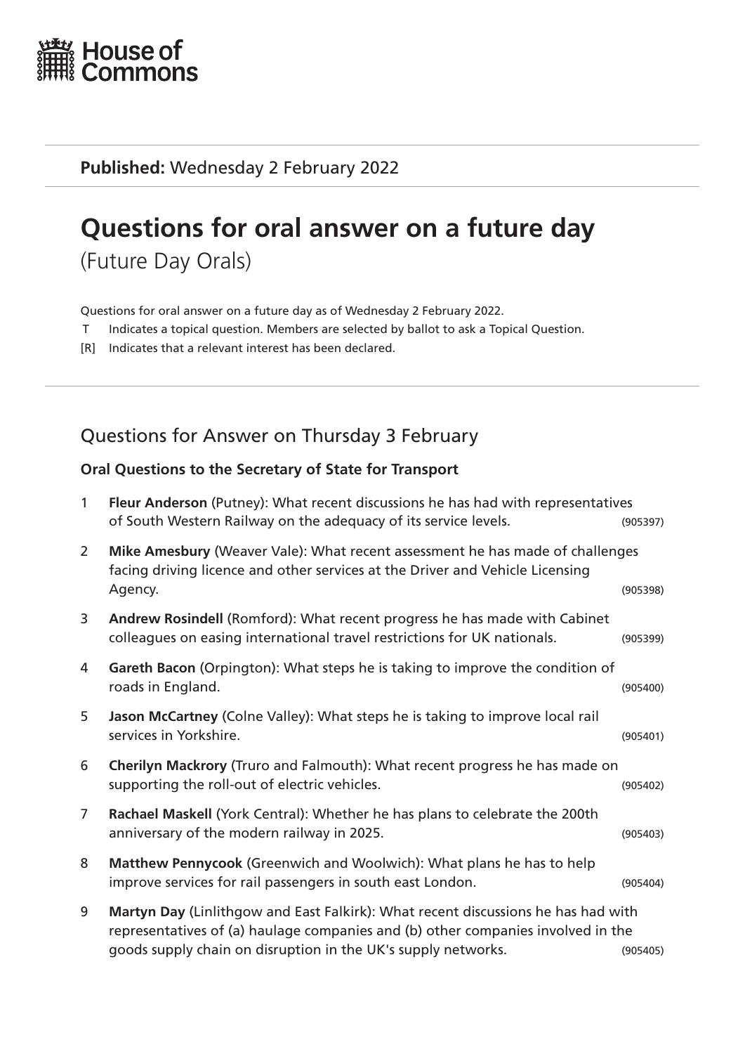House of Commons

**Published:** Wednesday 2 February 2022

# Questions for oral answer on a future day

(Future Day Orals)

Questions for oral answer on a future day as of Wednesday 2 February 2022.

T Indicates a topical question. Members are selected by ballot to ask a Topical Question.

[R] Indicates that a relevant interest has been declared.

## Questions for Answer on Thursday 3 February

### Oral Questions to the Secretary of State for Transport

1 **Fleur Anderson** (Putney): What recent discussions he has had with representatives of South Western Railway on the adequacy of its service levels. (905397)

2 **Mike Amesbury** (Weaver Vale): What recent assessment he has made of challenges facing driving licence and other services at the Driver and Vehicle Licensing Agency. (905398)

3 **Andrew Rosindell** (Romford): What recent progress he has made with Cabinet colleagues on easing international travel restrictions for UK nationals. (905399)

4 **Gareth Bacon** (Orpington): What steps he is taking to improve the condition of roads in England. (905400)

5 **Jason McCartney** (Colne Valley): What steps he is taking to improve local rail services in Yorkshire. (905401)

6 **Cherilyn Mackrory** (Truro and Falmouth): What recent progress he has made on supporting the roll-out of electric vehicles. (905402)

7 **Rachael Maskell** (York Central): Whether he has plans to celebrate the 200th anniversary of the modern railway in 2025. (905403)

8 **Matthew Pennycook** (Greenwich and Woolwich): What plans he has to help improve services for rail passengers in south east London. (905404)

9 **Martyn Day** (Linlithgow and East Falkirk): What recent discussions he has had with representatives of (a) haulage companies and (b) other companies involved in the goods supply chain on disruption in the UK's supply networks. (905405)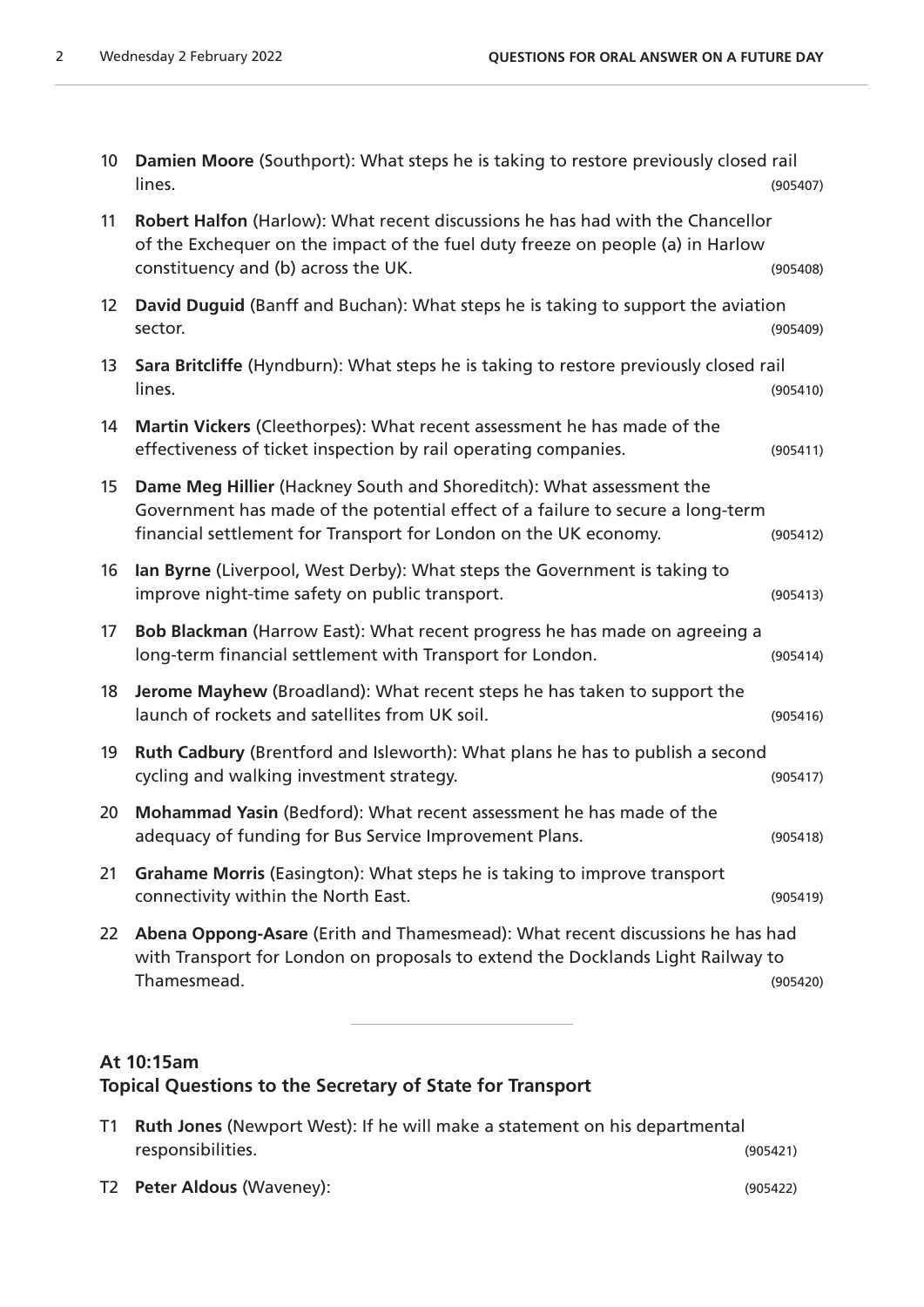10 **Damien Moore** (Southport): What steps he is taking to restore previously closed rail lines. (905407)

11 **Robert Halfon** (Harlow): What recent discussions he has had with the Chancellor of the Exchequer on the impact of the fuel duty freeze on people (a) in Harlow constituency and (b) across the UK. (905408)

12 **David Duguid** (Banff and Buchan): What steps he is taking to support the aviation sector. (905409)

13 **Sara Britcliffe** (Hyndburn): What steps he is taking to restore previously closed rail lines. (905410)

14 **Martin Vickers** (Cleethorpes): What recent assessment he has made of the effectiveness of ticket inspection by rail operating companies. (905411)

15 **Dame Meg Hillier** (Hackney South and Shoreditch): What assessment the Government has made of the potential effect of a failure to secure a long-term financial settlement for Transport for London on the UK economy. (905412)

16 **Ian Byrne** (Liverpool, West Derby): What steps the Government is taking to improve night-time safety on public transport. (905413)

17 **Bob Blackman** (Harrow East): What recent progress he has made on agreeing a long-term financial settlement with Transport for London. (905414)

18 **Jerome Mayhew** (Broadland): What recent steps he has taken to support the launch of rockets and satellites from UK soil. (905416)

19 **Ruth Cadbury** (Brentford and Isleworth): What plans he has to publish a second cycling and walking investment strategy. (905417)

20 **Mohammad Yasin** (Bedford): What recent assessment he has made of the adequacy of funding for Bus Service Improvement Plans. (905418)

21 **Grahame Morris** (Easington): What steps he is taking to improve transport connectivity within the North East. (905419)

22 **Abena Oppong-Asare** (Erith and Thamesmead): What recent discussions he has had with Transport for London on proposals to extend the Docklands Light Railway to Thamesmead. (905420)

---

### At 10:15am
### Topical Questions to the Secretary of State for Transport

T1 **Ruth Jones** (Newport West): If he will make a statement on his departmental responsibilities. (905421)

T2 **Peter Aldous** (Waveney): (905422)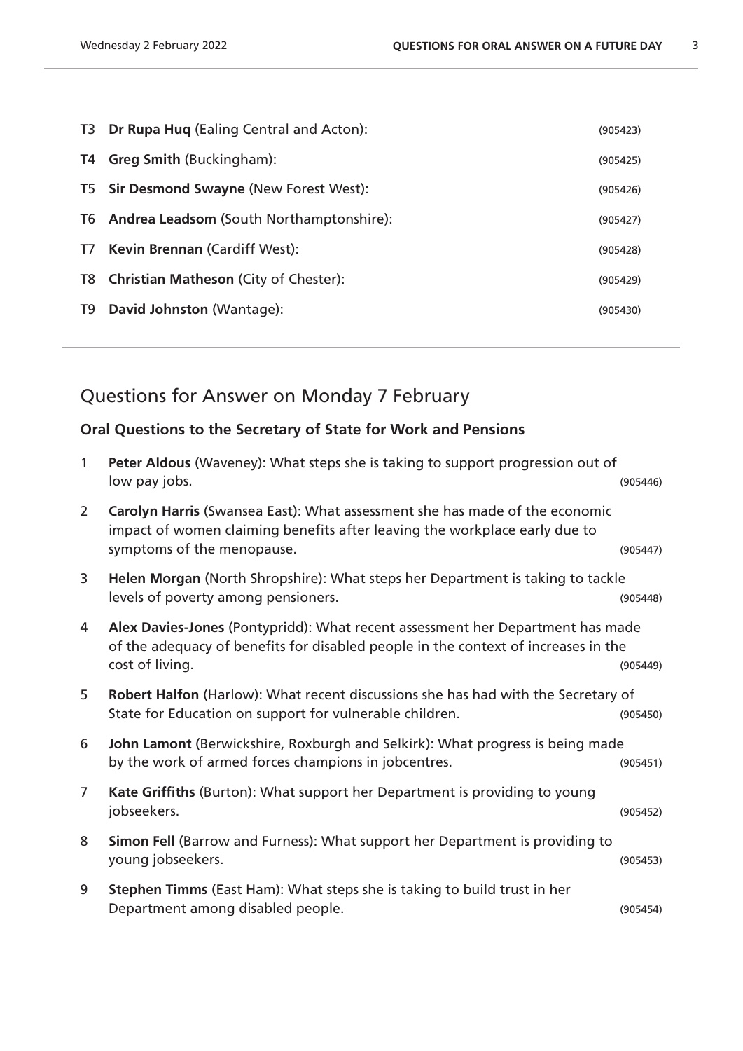T3 **Dr Rupa Huq** (Ealing Central and Acton): (905423)

T4 **Greg Smith** (Buckingham): (905425)

T5 **Sir Desmond Swayne** (New Forest West): (905426)

T6 **Andrea Leadsom** (South Northamptonshire): (905427)

T7 **Kevin Brennan** (Cardiff West): (905428)

T8 **Christian Matheson** (City of Chester): (905429)

T9 **David Johnston** (Wantage): (905430)

## Questions for Answer on Monday 7 February

### Oral Questions to the Secretary of State for Work and Pensions

1 **Peter Aldous** (Waveney): What steps she is taking to support progression out of low pay jobs. (905446)

2 **Carolyn Harris** (Swansea East): What assessment she has made of the economic impact of women claiming benefits after leaving the workplace early due to symptoms of the menopause. (905447)

3 **Helen Morgan** (North Shropshire): What steps her Department is taking to tackle levels of poverty among pensioners. (905448)

4 **Alex Davies-Jones** (Pontypridd): What recent assessment her Department has made of the adequacy of benefits for disabled people in the context of increases in the cost of living. (905449)

5 **Robert Halfon** (Harlow): What recent discussions she has had with the Secretary of State for Education on support for vulnerable children. (905450)

6 **John Lamont** (Berwickshire, Roxburgh and Selkirk): What progress is being made by the work of armed forces champions in jobcentres. (905451)

7 **Kate Griffiths** (Burton): What support her Department is providing to young jobseekers. (905452)

8 **Simon Fell** (Barrow and Furness): What support her Department is providing to young jobseekers. (905453)

9 **Stephen Timms** (East Ham): What steps she is taking to build trust in her Department among disabled people. (905454)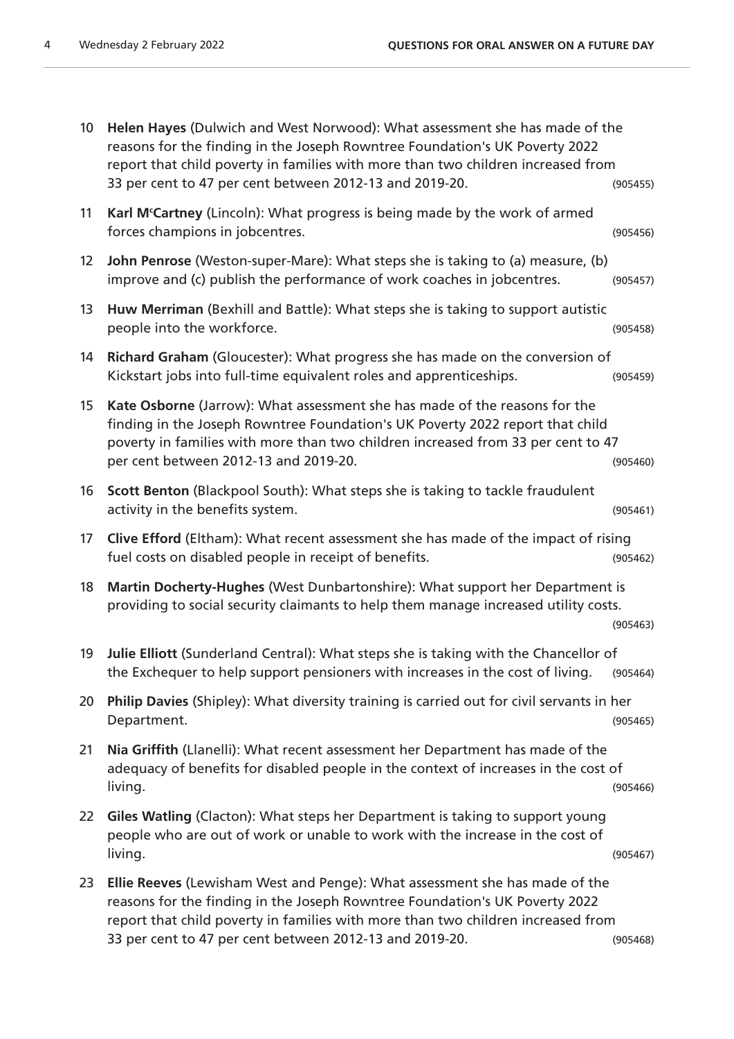10 **Helen Hayes** (Dulwich and West Norwood): What assessment she has made of the reasons for the finding in the Joseph Rowntree Foundation's UK Poverty 2022 report that child poverty in families with more than two children increased from 33 per cent to 47 per cent between 2012-13 and 2019-20. (905455)

11 **Karl McCartney** (Lincoln): What progress is being made by the work of armed forces champions in jobcentres. (905456)

12 **John Penrose** (Weston-super-Mare): What steps she is taking to (a) measure, (b) improve and (c) publish the performance of work coaches in jobcentres. (905457)

13 **Huw Merriman** (Bexhill and Battle): What steps she is taking to support autistic people into the workforce. (905458)

14 **Richard Graham** (Gloucester): What progress she has made on the conversion of Kickstart jobs into full-time equivalent roles and apprenticeships. (905459)

15 **Kate Osborne** (Jarrow): What assessment she has made of the reasons for the finding in the Joseph Rowntree Foundation's UK Poverty 2022 report that child poverty in families with more than two children increased from 33 per cent to 47 per cent between 2012-13 and 2019-20. (905460)

16 **Scott Benton** (Blackpool South): What steps she is taking to tackle fraudulent activity in the benefits system. (905461)

17 **Clive Efford** (Eltham): What recent assessment she has made of the impact of rising fuel costs on disabled people in receipt of benefits. (905462)

18 **Martin Docherty-Hughes** (West Dunbartonshire): What support her Department is providing to social security claimants to help them manage increased utility costs. (905463)

19 **Julie Elliott** (Sunderland Central): What steps she is taking with the Chancellor of the Exchequer to help support pensioners with increases in the cost of living. (905464)

20 **Philip Davies** (Shipley): What diversity training is carried out for civil servants in her Department. (905465)

21 **Nia Griffith** (Llanelli): What recent assessment her Department has made of the adequacy of benefits for disabled people in the context of increases in the cost of living. (905466)

22 **Giles Watling** (Clacton): What steps her Department is taking to support young people who are out of work or unable to work with the increase in the cost of living. (905467)

23 **Ellie Reeves** (Lewisham West and Penge): What assessment she has made of the reasons for the finding in the Joseph Rowntree Foundation's UK Poverty 2022 report that child poverty in families with more than two children increased from 33 per cent to 47 per cent between 2012-13 and 2019-20. (905468)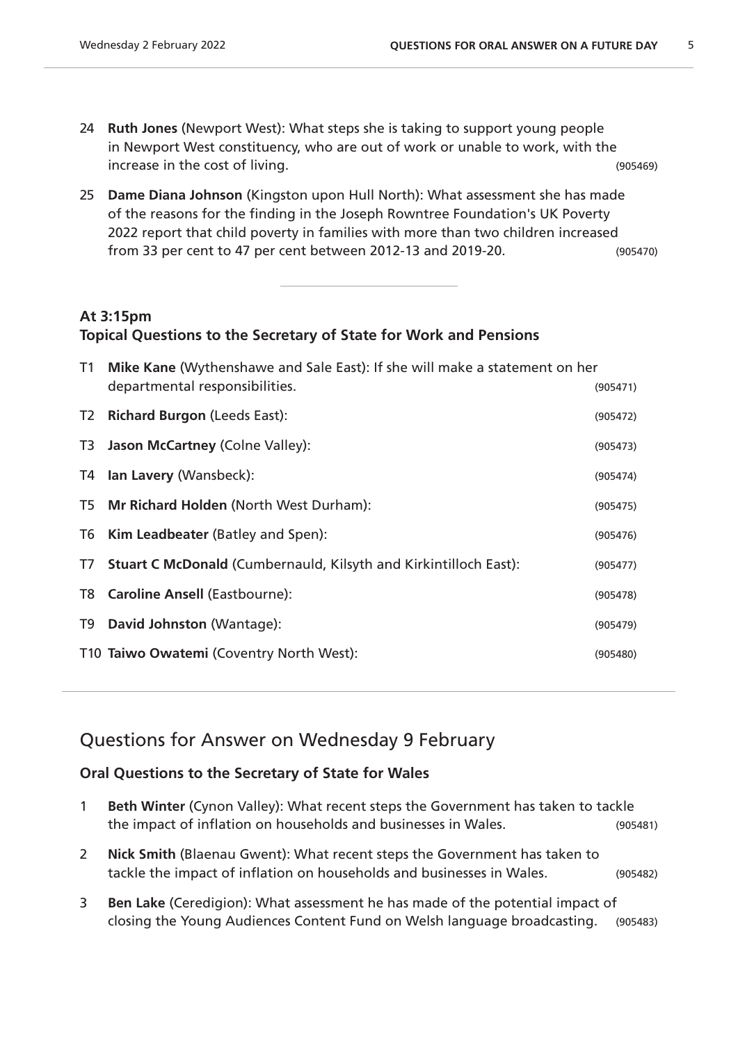24 **Ruth Jones** (Newport West): What steps she is taking to support young people in Newport West constituency, who are out of work or unable to work, with the increase in the cost of living. (905469)

25 **Dame Diana Johnson** (Kingston upon Hull North): What assessment she has made of the reasons for the finding in the Joseph Rowntree Foundation's UK Poverty 2022 report that child poverty in families with more than two children increased from 33 per cent to 47 per cent between 2012-13 and 2019-20. (905470)

---

### At 3:15pm
### Topical Questions to the Secretary of State for Work and Pensions

T1 **Mike Kane** (Wythenshawe and Sale East): If she will make a statement on her departmental responsibilities. (905471)

T2 **Richard Burgon** (Leeds East): (905472)

T3 **Jason McCartney** (Colne Valley): (905473)

T4 **Ian Lavery** (Wansbeck): (905474)

T5 **Mr Richard Holden** (North West Durham): (905475)

T6 **Kim Leadbeater** (Batley and Spen): (905476)

T7 **Stuart C McDonald** (Cumbernauld, Kilsyth and Kirkintilloch East): (905477)

T8 **Caroline Ansell** (Eastbourne): (905478)

T9 **David Johnston** (Wantage): (905479)

T10 **Taiwo Owatemi** (Coventry North West): (905480)

---

## Questions for Answer on Wednesday 9 February

### Oral Questions to the Secretary of State for Wales

1 **Beth Winter** (Cynon Valley): What recent steps the Government has taken to tackle the impact of inflation on households and businesses in Wales. (905481)

2 **Nick Smith** (Blaenau Gwent): What recent steps the Government has taken to tackle the impact of inflation on households and businesses in Wales. (905482)

3 **Ben Lake** (Ceredigion): What assessment he has made of the potential impact of closing the Young Audiences Content Fund on Welsh language broadcasting. (905483)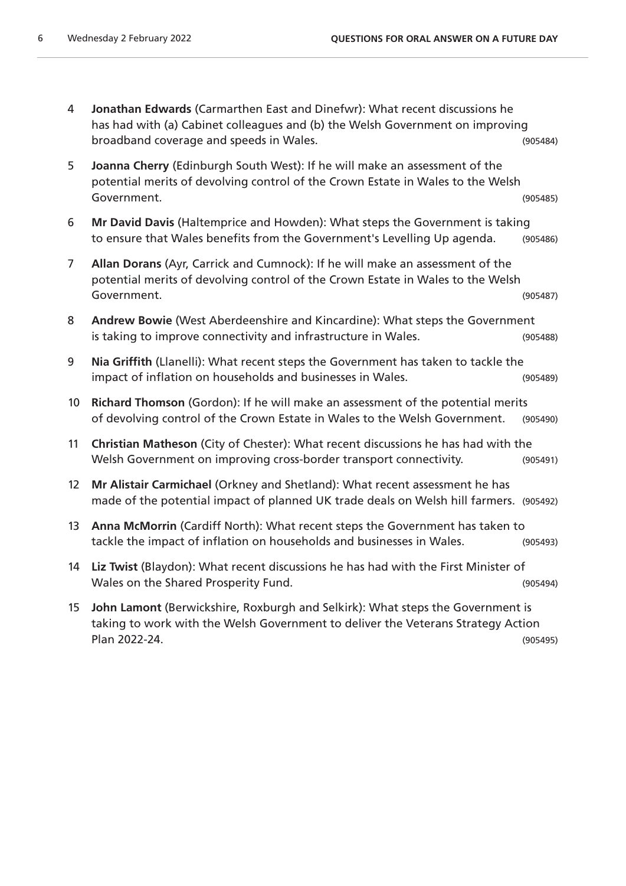4 **Jonathan Edwards** (Carmarthen East and Dinefwr): What recent discussions he has had with (a) Cabinet colleagues and (b) the Welsh Government on improving broadband coverage and speeds in Wales. (905484)

5 **Joanna Cherry** (Edinburgh South West): If he will make an assessment of the potential merits of devolving control of the Crown Estate in Wales to the Welsh Government. (905485)

6 **Mr David Davis** (Haltemprice and Howden): What steps the Government is taking to ensure that Wales benefits from the Government's Levelling Up agenda. (905486)

7 **Allan Dorans** (Ayr, Carrick and Cumnock): If he will make an assessment of the potential merits of devolving control of the Crown Estate in Wales to the Welsh Government. (905487)

8 **Andrew Bowie** (West Aberdeenshire and Kincardine): What steps the Government is taking to improve connectivity and infrastructure in Wales. (905488)

9 **Nia Griffith** (Llanelli): What recent steps the Government has taken to tackle the impact of inflation on households and businesses in Wales. (905489)

10 **Richard Thomson** (Gordon): If he will make an assessment of the potential merits of devolving control of the Crown Estate in Wales to the Welsh Government. (905490)

11 **Christian Matheson** (City of Chester): What recent discussions he has had with the Welsh Government on improving cross-border transport connectivity. (905491)

12 **Mr Alistair Carmichael** (Orkney and Shetland): What recent assessment he has made of the potential impact of planned UK trade deals on Welsh hill farmers. (905492)

13 **Anna McMorrin** (Cardiff North): What recent steps the Government has taken to tackle the impact of inflation on households and businesses in Wales. (905493)

14 **Liz Twist** (Blaydon): What recent discussions he has had with the First Minister of Wales on the Shared Prosperity Fund. (905494)

15 **John Lamont** (Berwickshire, Roxburgh and Selkirk): What steps the Government is taking to work with the Welsh Government to deliver the Veterans Strategy Action Plan 2022-24. (905495)